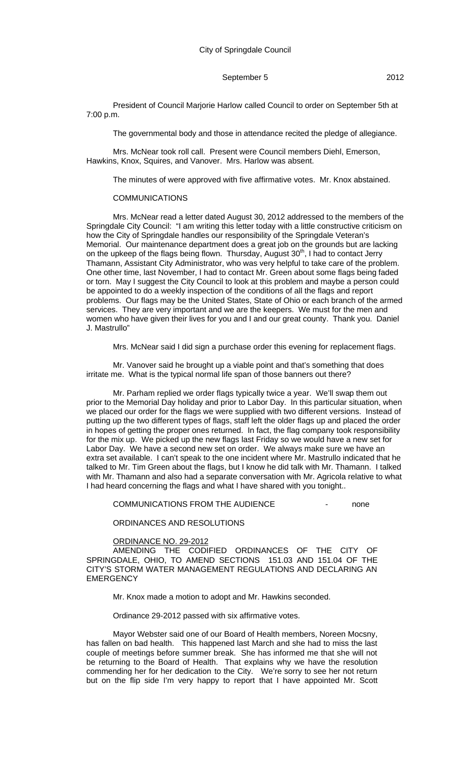City of Springdale Council

September 5 2012

President of Council Marjorie Harlow called Council to order on September 5th at 7:00 p.m.

The governmental body and those in attendance recited the pledge of allegiance.

Mrs. McNear took roll call. Present were Council members Diehl, Emerson, Hawkins, Knox, Squires, and Vanover. Mrs. Harlow was absent.

The minutes of were approved with five affirmative votes. Mr. Knox abstained.

COMMUNICATIONS

Mrs. McNear read a letter dated August 30, 2012 addressed to the members of the Springdale City Council: "I am writing this letter today with a little constructive criticism on how the City of Springdale handles our responsibility of the Springdale Veteran's Memorial. Our maintenance department does a great job on the grounds but are lacking on the upkeep of the flags being flown. Thursday, August 30th, I had to contact Jerry Thamann, Assistant City Administrator, who was very helpful to take care of the problem. One other time, last November, I had to contact Mr. Green about some flags being faded or torn. May I suggest the City Council to look at this problem and maybe a person could be appointed to do a weekly inspection of the conditions of all the flags and report problems. Our flags may be the United States, State of Ohio or each branch of the armed services. They are very important and we are the keepers. We must for the men and women who have given their lives for you and I and our great county. Thank you. Daniel J. Mastrullo"

Mrs. McNear said I did sign a purchase order this evening for replacement flags.

Mr. Vanover said he brought up a viable point and that's something that does irritate me. What is the typical normal life span of those banners out there?

Mr. Parham replied we order flags typically twice a year. We'll swap them out prior to the Memorial Day holiday and prior to Labor Day. In this particular situation, when we placed our order for the flags we were supplied with two different versions. Instead of putting up the two different types of flags, staff left the older flags up and placed the order in hopes of getting the proper ones returned. In fact, the flag company took responsibility for the mix up. We picked up the new flags last Friday so we would have a new set for Labor Day. We have a second new set on order. We always make sure we have an extra set available. I can't speak to the one incident where Mr. Mastrullo indicated that he talked to Mr. Tim Green about the flags, but I know he did talk with Mr. Thamann. I talked with Mr. Thamann and also had a separate conversation with Mr. Agricola relative to what I had heard concerning the flags and what I have shared with you tonight..

COMMUNICATIONS FROM THE AUDIENCE - none

ORDINANCES AND RESOLUTIONS

ORDINANCE NO. 29-2012

AMENDING THE CODIFIED ORDINANCES OF THE CITY OF SPRINGDALE, OHIO, TO AMEND SECTIONS 151.03 AND 151.04 OF THE CITY'S STORM WATER MANAGEMENT REGULATIONS AND DECLARING AN EMERGENCY

Mr. Knox made a motion to adopt and Mr. Hawkins seconded.

Ordinance 29-2012 passed with six affirmative votes.

Mayor Webster said one of our Board of Health members, Noreen Mocsny, has fallen on bad health. This happened last March and she had to miss the last couple of meetings before summer break. She has informed me that she will not be returning to the Board of Health. That explains why we have the resolution commending her for her dedication to the City. We're sorry to see her not return but on the flip side I'm very happy to report that I have appointed Mr. Scott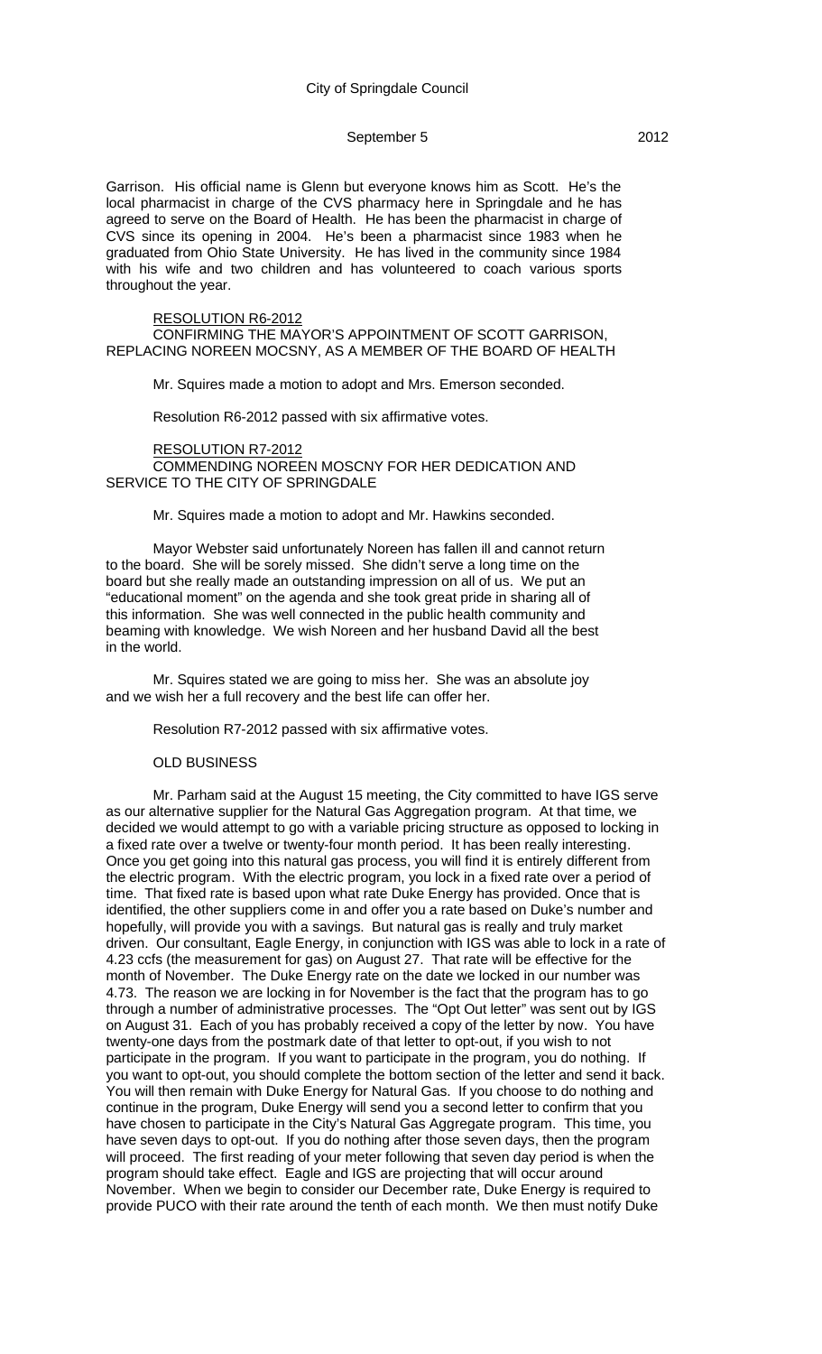Garrison. His official name is Glenn but everyone knows him as Scott. He's the local pharmacist in charge of the CVS pharmacy here in Springdale and he has agreed to serve on the Board of Health. He has been the pharmacist in charge of CVS since its opening in 2004. He's been a pharmacist since 1983 when he graduated from Ohio State University. He has lived in the community since 1984 with his wife and two children and has volunteered to coach various sports throughout the year.

RESOLUTION R6-2012

CONFIRMING THE MAYOR'S APPOINTMENT OF SCOTT GARRISON, REPLACING NOREEN MOCSNY, AS A MEMBER OF THE BOARD OF HEALTH

Mr. Squires made a motion to adopt and Mrs. Emerson seconded.

Resolution R6-2012 passed with six affirmative votes.

RESOLUTION R7-2012

COMMENDING NOREEN MOSCNY FOR HER DEDICATION AND SERVICE TO THE CITY OF SPRINGDALE

Mr. Squires made a motion to adopt and Mr. Hawkins seconded.

Mayor Webster said unfortunately Noreen has fallen ill and cannot return to the board. She will be sorely missed. She didn't serve a long time on the board but she really made an outstanding impression on all of us. We put an "educational moment" on the agenda and she took great pride in sharing all of this information. She was well connected in the public health community and beaming with knowledge. We wish Noreen and her husband David all the best in the world.

Mr. Squires stated we are going to miss her. She was an absolute joy and we wish her a full recovery and the best life can offer her.

Resolution R7-2012 passed with six affirmative votes.

OLD BUSINESS

Mr. Parham said at the August 15 meeting, the City committed to have IGS serve as our alternative supplier for the Natural Gas Aggregation program. At that time, we decided we would attempt to go with a variable pricing structure as opposed to locking in a fixed rate over a twelve or twenty-four month period. It has been really interesting. Once you get going into this natural gas process, you will find it is entirely different from the electric program. With the electric program, you lock in a fixed rate over a period of time. That fixed rate is based upon what rate Duke Energy has provided. Once that is identified, the other suppliers come in and offer you a rate based on Duke's number and hopefully, will provide you with a savings. But natural gas is really and truly market driven. Our consultant, Eagle Energy, in conjunction with IGS was able to lock in a rate of 4.23 ccfs (the measurement for gas) on August 27. That rate will be effective for the month of November. The Duke Energy rate on the date we locked in our number was 4.73. The reason we are locking in for November is the fact that the program has to go through a number of administrative processes. The "Opt Out letter" was sent out by IGS on August 31. Each of you has probably received a copy of the letter by now. You have twenty-one days from the postmark date of that letter to opt-out, if you wish to not participate in the program. If you want to participate in the program, you do nothing. If you want to opt-out, you should complete the bottom section of the letter and send it back. You will then remain with Duke Energy for Natural Gas. If you choose to do nothing and continue in the program, Duke Energy will send you a second letter to confirm that you have chosen to participate in the City's Natural Gas Aggregate program. This time, you have seven days to opt-out. If you do nothing after those seven days, then the program will proceed. The first reading of your meter following that seven day period is when the program should take effect. Eagle and IGS are projecting that will occur around November. When we begin to consider our December rate, Duke Energy is required to provide PUCO with their rate around the tenth of each month. We then must notify Duke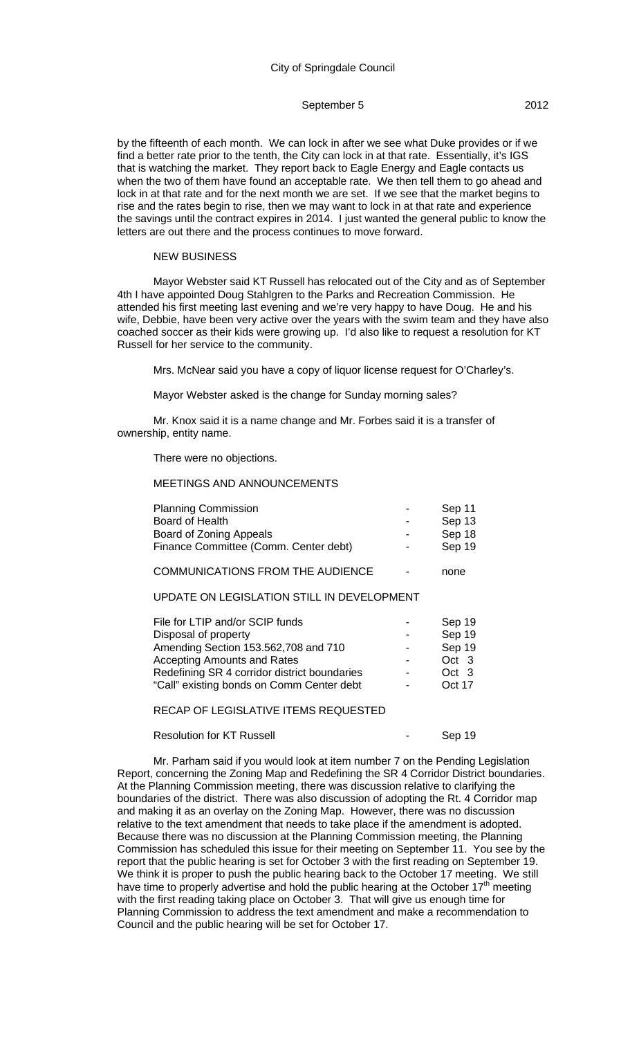by the fifteenth of each month. We can lock in after we see what Duke provides or if we find a better rate prior to the tenth, the City can lock in at that rate. Essentially, it's IGS that is watching the market. They report back to Eagle Energy and Eagle contacts us when the two of them have found an acceptable rate. We then tell them to go ahead and lock in at that rate and for the next month we are set. If we see that the market begins to rise and the rates begin to rise, then we may want to lock in at that rate and experience the savings until the contract expires in 2014. I just wanted the general public to know the letters are out there and the process continues to move forward.

NEW BUSINESS

Mayor Webster said KT Russell has relocated out of the City and as of September 4th I have appointed Doug Stahlgren to the Parks and Recreation Commission. He attended his first meeting last evening and we're very happy to have Doug. He and his wife, Debbie, have been very active over the years with the swim team and they have also coached soccer as their kids were growing up. I'd also like to request a resolution for KT Russell for her service to the community.

Mrs. McNear said you have a copy of liquor license request for O'Charley's.

Mayor Webster asked is the change for Sunday morning sales?

Mr. Knox said it is a name change and Mr. Forbes said it is a transfer of ownership, entity name.

There were no objections.

MEETINGS AND ANNOUNCEMENTS

| | | |
|---|---|---|
| Planning Commission | - | Sep 11 |
| Board of Health | - | Sep 13 |
| Board of Zoning Appeals | - | Sep 18 |
| Finance Committee (Comm. Center debt) | - | Sep 19 |

COMMUNICATIONS FROM THE AUDIENCE - none

UPDATE ON LEGISLATION STILL IN DEVELOPMENT

| | | |
|---|---|---|
| File for LTIP and/or SCIP funds | - | Sep 19 |
| Disposal of property | - | Sep 19 |
| Amending Section 153.562,708 and 710 | - | Sep 19 |
| Accepting Amounts and Rates | - | Oct 3 |
| Redefining SR 4 corridor district boundaries | - | Oct 3 |
| "Call" existing bonds on Comm Center debt | - | Oct 17 |

RECAP OF LEGISLATIVE ITEMS REQUESTED

| | | |
|---|---|---|
| Resolution for KT Russell | - | Sep 19 |

Mr. Parham said if you would look at item number 7 on the Pending Legislation Report, concerning the Zoning Map and Redefining the SR 4 Corridor District boundaries. At the Planning Commission meeting, there was discussion relative to clarifying the boundaries of the district. There was also discussion of adopting the Rt. 4 Corridor map and making it as an overlay on the Zoning Map. However, there was no discussion relative to the text amendment that needs to take place if the amendment is adopted. Because there was no discussion at the Planning Commission meeting, the Planning Commission has scheduled this issue for their meeting on September 11. You see by the report that the public hearing is set for October 3 with the first reading on September 19. We think it is proper to push the public hearing back to the October 17 meeting. We still have time to properly advertise and hold the public hearing at the October 17th meeting with the first reading taking place on October 3. That will give us enough time for Planning Commission to address the text amendment and make a recommendation to Council and the public hearing will be set for October 17.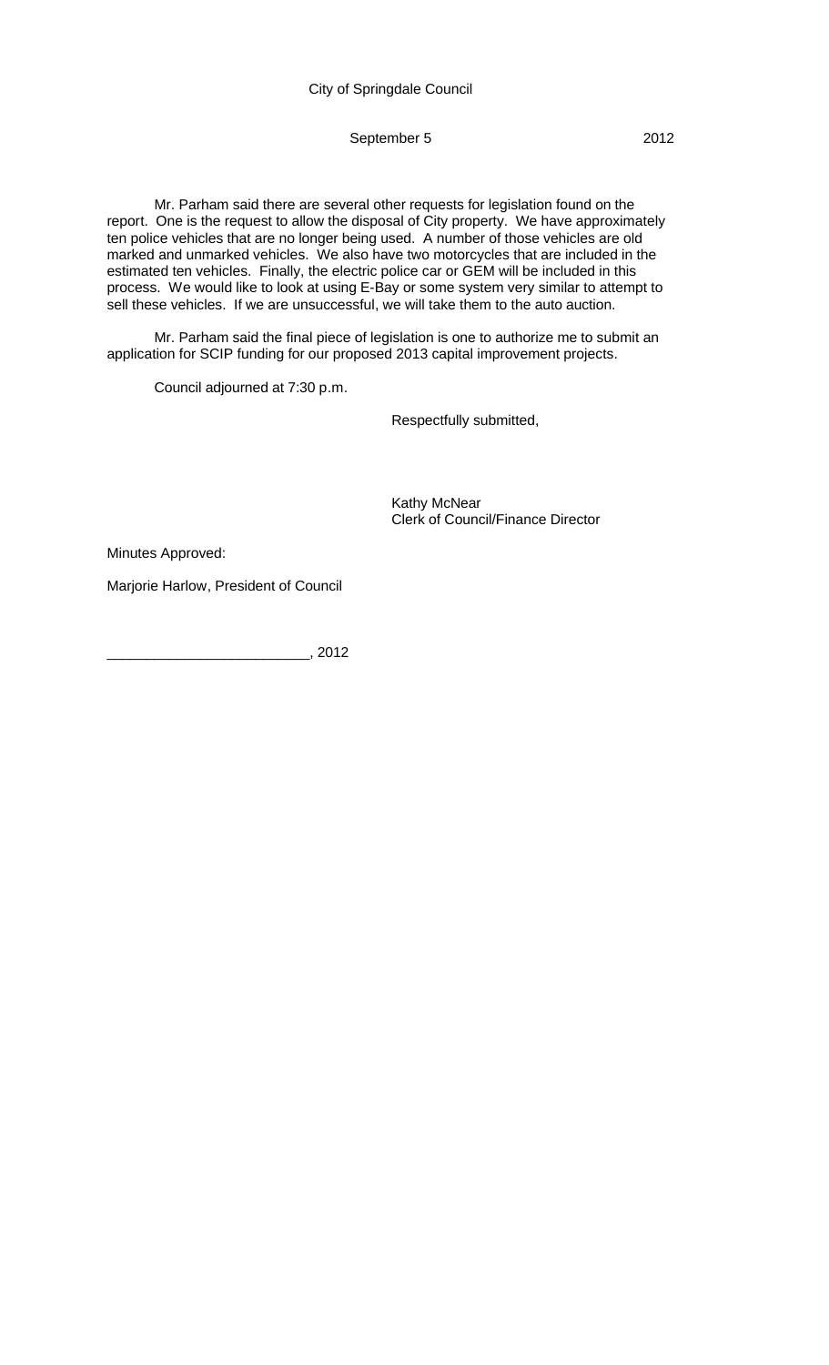Mr. Parham said there are several other requests for legislation found on the report. One is the request to allow the disposal of City property. We have approximately ten police vehicles that are no longer being used. A number of those vehicles are old marked and unmarked vehicles. We also have two motorcycles that are included in the estimated ten vehicles. Finally, the electric police car or GEM will be included in this process. We would like to look at using E-Bay or some system very similar to attempt to sell these vehicles. If we are unsuccessful, we will take them to the auto auction.

Mr. Parham said the final piece of legislation is one to authorize me to submit an application for SCIP funding for our proposed 2013 capital improvement projects.

Council adjourned at 7:30 p.m.

Respectfully submitted,

Kathy McNear
Clerk of Council/Finance Director

Minutes Approved:

Marjorie Harlow, President of Council

_________________________, 2012